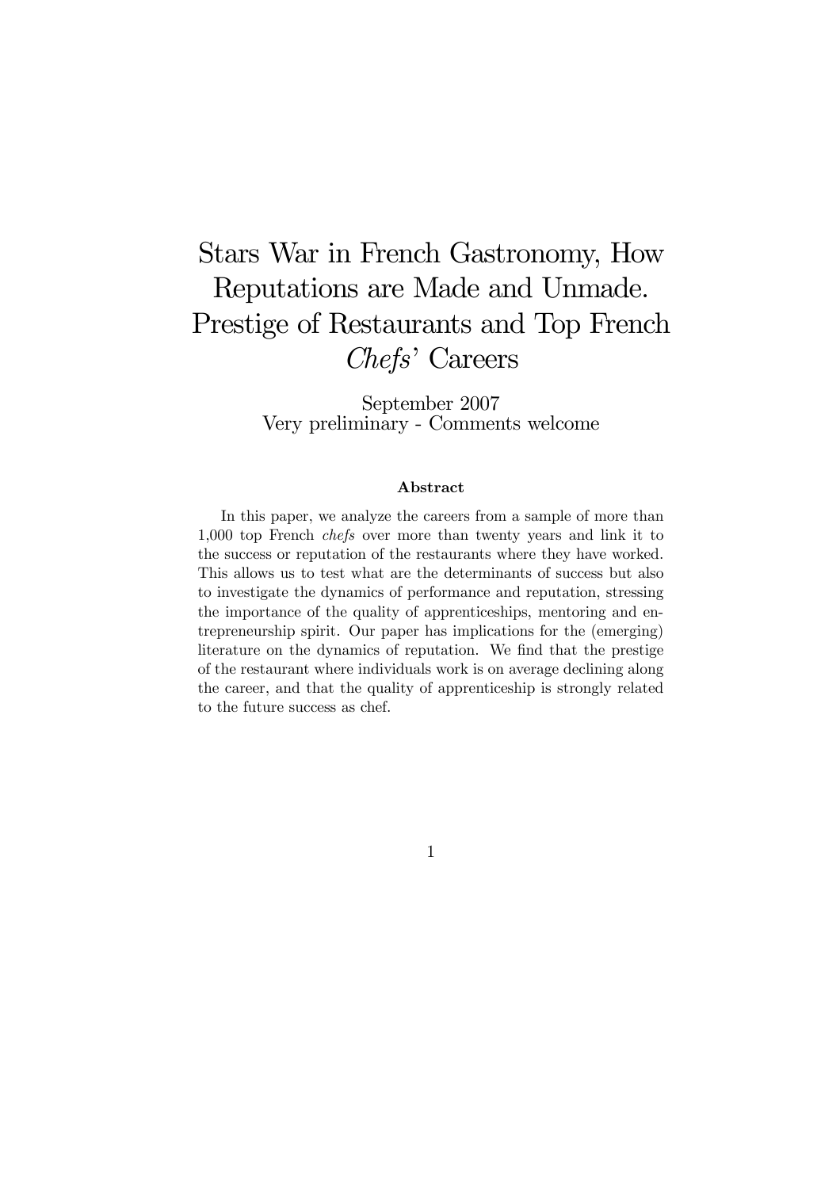# Stars War in French Gastronomy, How Reputations are Made and Unmade. Prestige of Restaurants and Top French *Chefs*' Careers

September 2007
Very preliminary - Comments welcome

**Abstract**

In this paper, we analyze the careers from a sample of more than 1,000 top French *chefs* over more than twenty years and link it to the success or reputation of the restaurants where they have worked. This allows us to test what are the determinants of success but also to investigate the dynamics of performance and reputation, stressing the importance of the quality of apprenticeships, mentoring and entrepreneurship spirit. Our paper has implications for the (emerging) literature on the dynamics of reputation. We find that the prestige of the restaurant where individuals work is on average declining along the career, and that the quality of apprenticeship is strongly related to the future success as chef.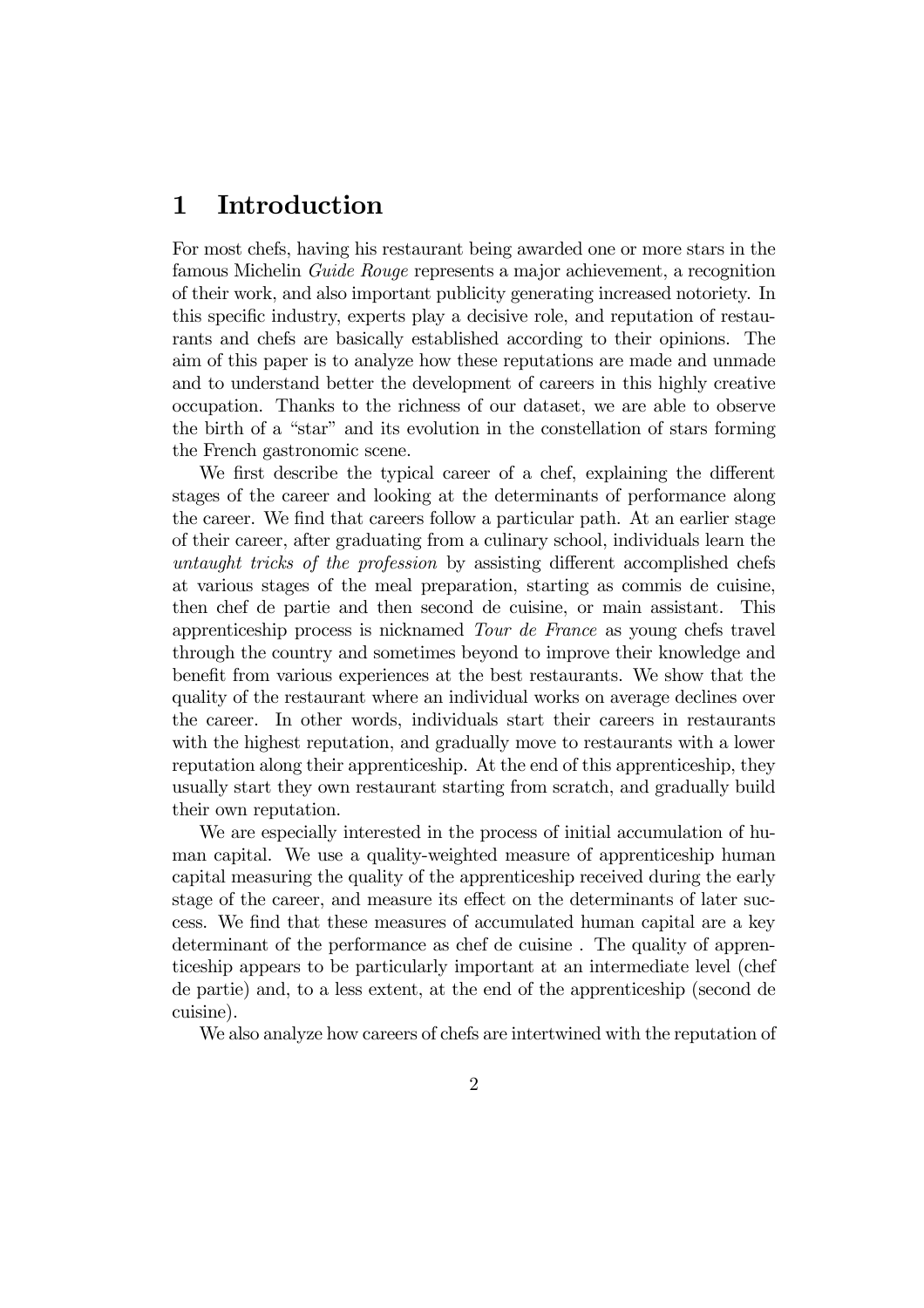# 1 Introduction

For most chefs, having his restaurant being awarded one or more stars in the famous Michelin *Guide Rouge* represents a major achievement, a recognition of their work, and also important publicity generating increased notoriety. In this specific industry, experts play a decisive role, and reputation of restaurants and chefs are basically established according to their opinions. The aim of this paper is to analyze how these reputations are made and unmade and to understand better the development of careers in this highly creative occupation. Thanks to the richness of our dataset, we are able to observe the birth of a "star" and its evolution in the constellation of stars forming the French gastronomic scene.

We first describe the typical career of a chef, explaining the different stages of the career and looking at the determinants of performance along the career. We find that careers follow a particular path. At an earlier stage of their career, after graduating from a culinary school, individuals learn the *untaught tricks of the profession* by assisting different accomplished chefs at various stages of the meal preparation, starting as commis de cuisine, then chef de partie and then second de cuisine, or main assistant. This apprenticeship process is nicknamed *Tour de France* as young chefs travel through the country and sometimes beyond to improve their knowledge and benefit from various experiences at the best restaurants. We show that the quality of the restaurant where an individual works on average declines over the career. In other words, individuals start their careers in restaurants with the highest reputation, and gradually move to restaurants with a lower reputation along their apprenticeship. At the end of this apprenticeship, they usually start they own restaurant starting from scratch, and gradually build their own reputation.

We are especially interested in the process of initial accumulation of human capital. We use a quality-weighted measure of apprenticeship human capital measuring the quality of the apprenticeship received during the early stage of the career, and measure its effect on the determinants of later success. We find that these measures of accumulated human capital are a key determinant of the performance as chef de cuisine . The quality of apprenticeship appears to be particularly important at an intermediate level (chef de partie) and, to a less extent, at the end of the apprenticeship (second de cuisine).

We also analyze how careers of chefs are intertwined with the reputation of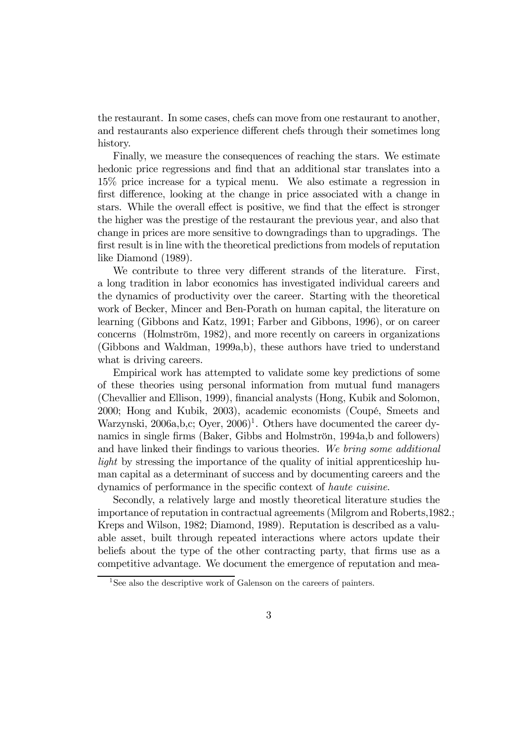the restaurant. In some cases, chefs can move from one restaurant to another, and restaurants also experience different chefs through their sometimes long history.

Finally, we measure the consequences of reaching the stars. We estimate hedonic price regressions and find that an additional star translates into a 15% price increase for a typical menu. We also estimate a regression in first difference, looking at the change in price associated with a change in stars. While the overall effect is positive, we find that the effect is stronger the higher was the prestige of the restaurant the previous year, and also that change in prices are more sensitive to downgradings than to upgradings. The first result is in line with the theoretical predictions from models of reputation like Diamond (1989).

We contribute to three very different strands of the literature. First, a long tradition in labor economics has investigated individual careers and the dynamics of productivity over the career. Starting with the theoretical work of Becker, Mincer and Ben-Porath on human capital, the literature on learning (Gibbons and Katz, 1991; Farber and Gibbons, 1996), or on career concerns (Holmström, 1982), and more recently on careers in organizations (Gibbons and Waldman, 1999a,b), these authors have tried to understand what is driving careers.

Empirical work has attempted to validate some key predictions of some of these theories using personal information from mutual fund managers (Chevallier and Ellison, 1999), financial analysts (Hong, Kubik and Solomon, 2000; Hong and Kubik, 2003), academic economists (Coupé, Smeets and Warzynski, 2006a,b,c; Oyer, 2006)[1]. Others have documented the career dynamics in single firms (Baker, Gibbs and Holmströn, 1994a,b and followers) and have linked their findings to various theories. *We bring some additional light* by stressing the importance of the quality of initial apprenticeship human capital as a determinant of success and by documenting careers and the dynamics of performance in the specific context of *haute cuisine*.

Secondly, a relatively large and mostly theoretical literature studies the importance of reputation in contractual agreements (Milgrom and Roberts,1982.; Kreps and Wilson, 1982; Diamond, 1989). Reputation is described as a valuable asset, built through repeated interactions where actors update their beliefs about the type of the other contracting party, that firms use as a competitive advantage. We document the emergence of reputation and mea-

[1] See also the descriptive work of Galenson on the careers of painters.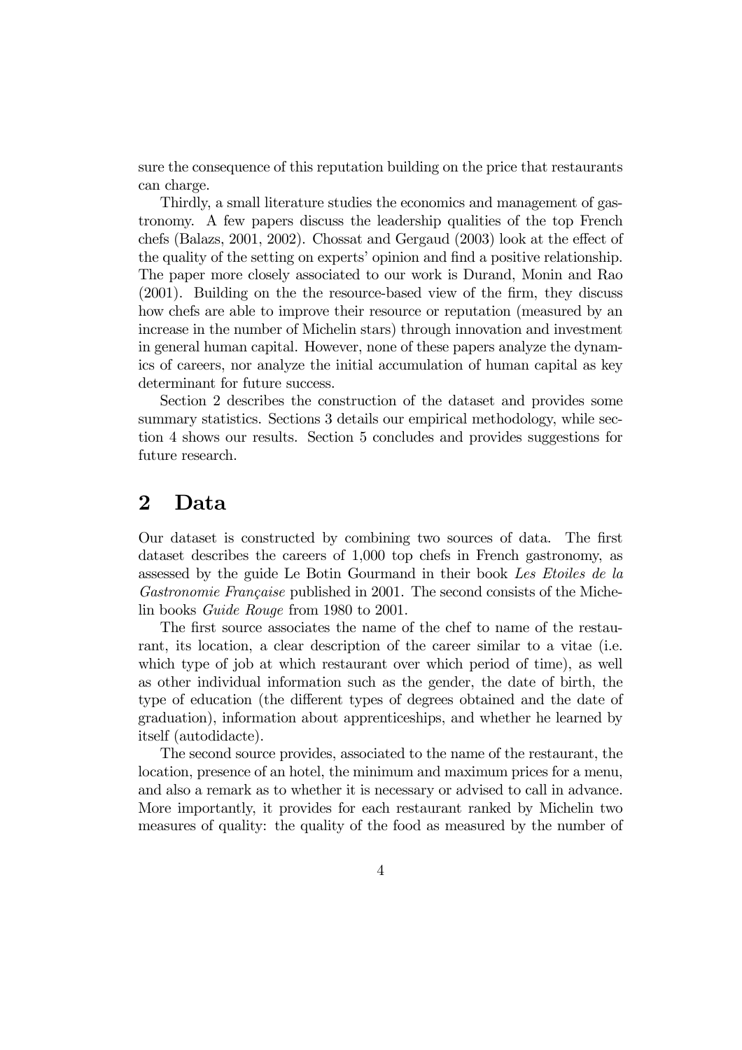sure the consequence of this reputation building on the price that restaurants can charge.

Thirdly, a small literature studies the economics and management of gastronomy. A few papers discuss the leadership qualities of the top French chefs (Balazs, 2001, 2002). Chossat and Gergaud (2003) look at the effect of the quality of the setting on experts' opinion and find a positive relationship. The paper more closely associated to our work is Durand, Monin and Rao (2001). Building on the the resource-based view of the firm, they discuss how chefs are able to improve their resource or reputation (measured by an increase in the number of Michelin stars) through innovation and investment in general human capital. However, none of these papers analyze the dynamics of careers, nor analyze the initial accumulation of human capital as key determinant for future success.

Section 2 describes the construction of the dataset and provides some summary statistics. Sections 3 details our empirical methodology, while section 4 shows our results. Section 5 concludes and provides suggestions for future research.

## 2 Data

Our dataset is constructed by combining two sources of data. The first dataset describes the careers of 1,000 top chefs in French gastronomy, as assessed by the guide Le Botin Gourmand in their book *Les Etoiles de la Gastronomie Française* published in 2001. The second consists of the Michelin books *Guide Rouge* from 1980 to 2001.

The first source associates the name of the chef to name of the restaurant, its location, a clear description of the career similar to a vitae (i.e. which type of job at which restaurant over which period of time), as well as other individual information such as the gender, the date of birth, the type of education (the different types of degrees obtained and the date of graduation), information about apprenticeships, and whether he learned by itself (autodidacte).

The second source provides, associated to the name of the restaurant, the location, presence of an hotel, the minimum and maximum prices for a menu, and also a remark as to whether it is necessary or advised to call in advance. More importantly, it provides for each restaurant ranked by Michelin two measures of quality: the quality of the food as measured by the number of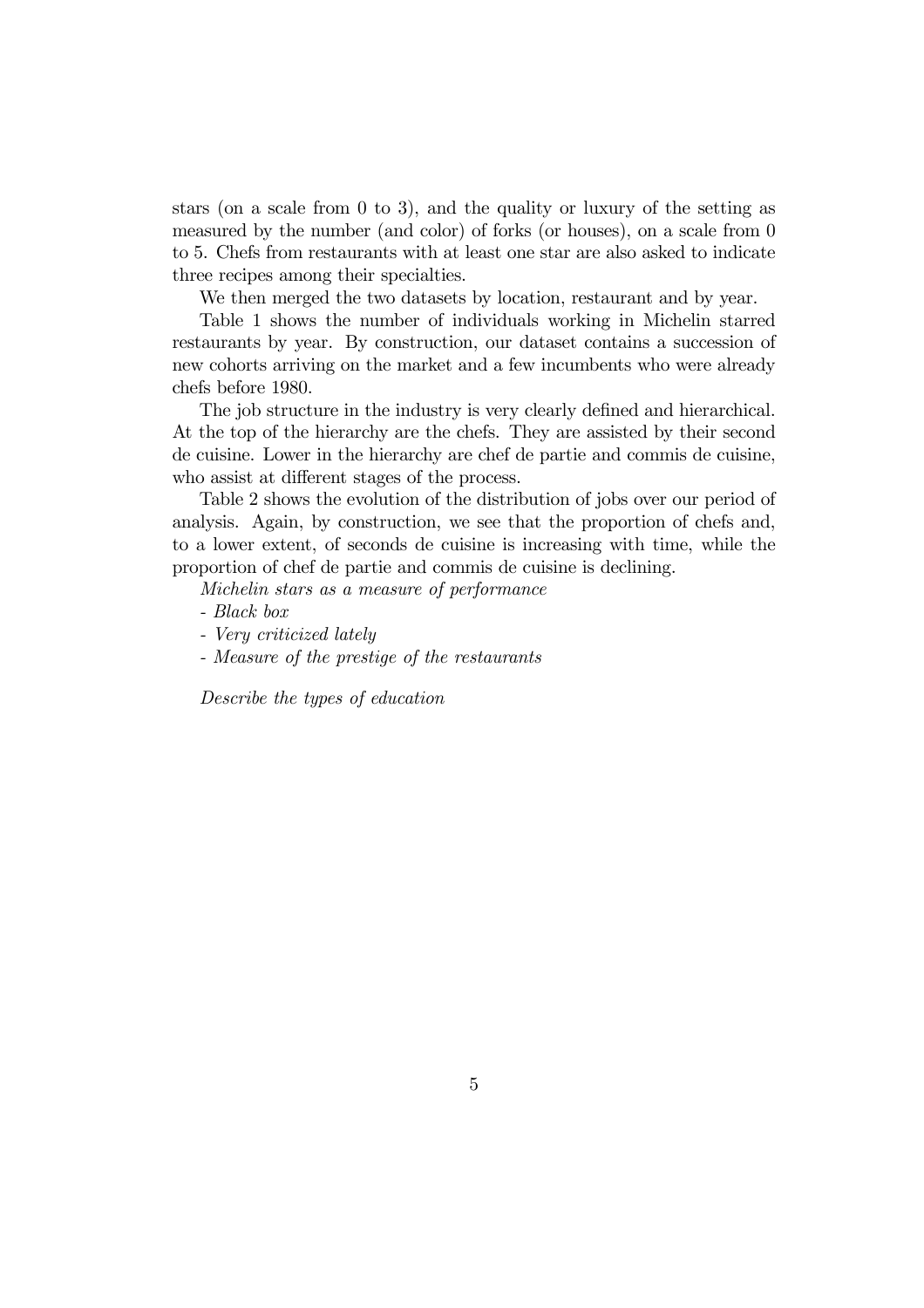stars (on a scale from 0 to 3), and the quality or luxury of the setting as measured by the number (and color) of forks (or houses), on a scale from 0 to 5. Chefs from restaurants with at least one star are also asked to indicate three recipes among their specialties.

We then merged the two datasets by location, restaurant and by year.

Table 1 shows the number of individuals working in Michelin starred restaurants by year. By construction, our dataset contains a succession of new cohorts arriving on the market and a few incumbents who were already chefs before 1980.

The job structure in the industry is very clearly defined and hierarchical. At the top of the hierarchy are the chefs. They are assisted by their second de cuisine. Lower in the hierarchy are chef de partie and commis de cuisine, who assist at different stages of the process.

Table 2 shows the evolution of the distribution of jobs over our period of analysis. Again, by construction, we see that the proportion of chefs and, to a lower extent, of seconds de cuisine is increasing with time, while the proportion of chef de partie and commis de cuisine is declining.

*Michelin stars as a measure of performance*

- *Black box*
- *Very criticized lately*
- *Measure of the prestige of the restaurants*

*Describe the types of education*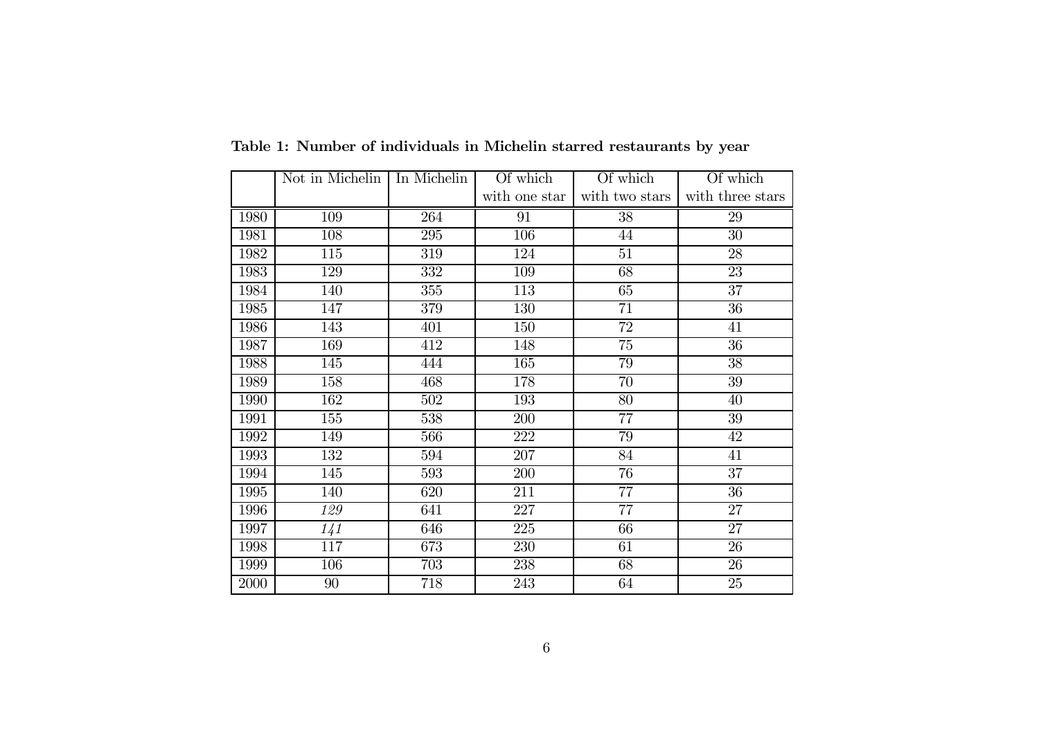**Table 1: Number of individuals in Michelin starred restaurants by year**

| | Not in Michelin | In Michelin | Of which with one star | Of which with two stars | Of which with three stars |
|---|---|---|---|---|---|
| 1980 | 109 | 264 | 91 | 38 | 29 |
| 1981 | 108 | 295 | 106 | 44 | 30 |
| 1982 | 115 | 319 | 124 | 51 | 28 |
| 1983 | 129 | 332 | 109 | 68 | 23 |
| 1984 | 140 | 355 | 113 | 65 | 37 |
| 1985 | 147 | 379 | 130 | 71 | 36 |
| 1986 | 143 | 401 | 150 | 72 | 41 |
| 1987 | 169 | 412 | 148 | 75 | 36 |
| 1988 | 145 | 444 | 165 | 79 | 38 |
| 1989 | 158 | 468 | 178 | 70 | 39 |
| 1990 | 162 | 502 | 193 | 80 | 40 |
| 1991 | 155 | 538 | 200 | 77 | 39 |
| 1992 | 149 | 566 | 222 | 79 | 42 |
| 1993 | 132 | 594 | 207 | 84 | 41 |
| 1994 | 145 | 593 | 200 | 76 | 37 |
| 1995 | 140 | 620 | 211 | 77 | 36 |
| 1996 | *129* | 641 | 227 | 77 | 27 |
| 1997 | *141* | 646 | 225 | 66 | 27 |
| 1998 | 117 | 673 | 230 | 61 | 26 |
| 1999 | 106 | 703 | 238 | 68 | 26 |
| 2000 | 90 | 718 | 243 | 64 | 25 |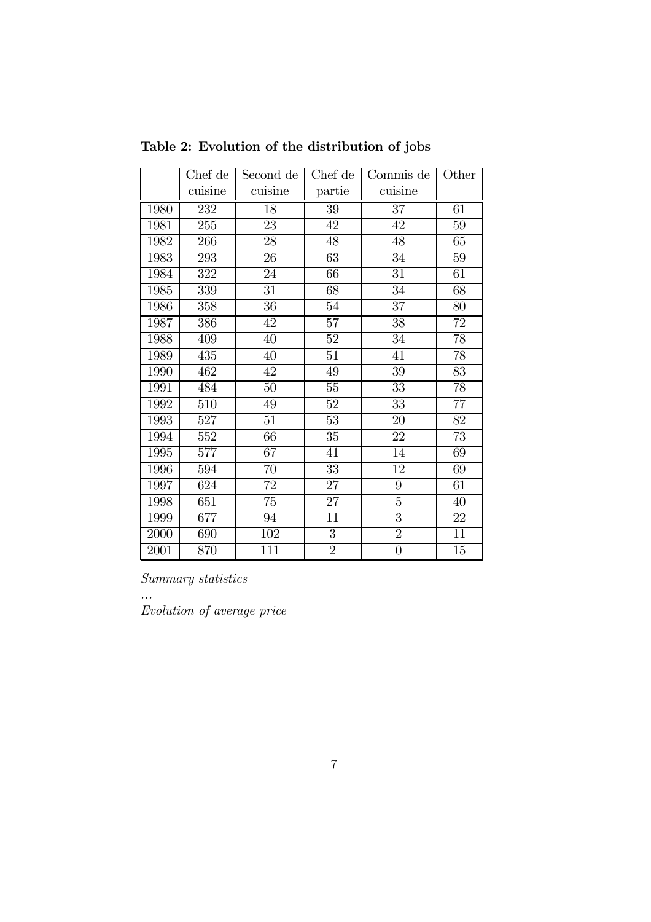**Table 2: Evolution of the distribution of jobs**

| | Chef de cuisine | Second de cuisine | Chef de partie | Commis de cuisine | Other |
|---|---|---|---|---|---|
| 1980 | 232 | 18 | 39 | 37 | 61 |
| 1981 | 255 | 23 | 42 | 42 | 59 |
| 1982 | 266 | 28 | 48 | 48 | 65 |
| 1983 | 293 | 26 | 63 | 34 | 59 |
| 1984 | 322 | 24 | 66 | 31 | 61 |
| 1985 | 339 | 31 | 68 | 34 | 68 |
| 1986 | 358 | 36 | 54 | 37 | 80 |
| 1987 | 386 | 42 | 57 | 38 | 72 |
| 1988 | 409 | 40 | 52 | 34 | 78 |
| 1989 | 435 | 40 | 51 | 41 | 78 |
| 1990 | 462 | 42 | 49 | 39 | 83 |
| 1991 | 484 | 50 | 55 | 33 | 78 |
| 1992 | 510 | 49 | 52 | 33 | 77 |
| 1993 | 527 | 51 | 53 | 20 | 82 |
| 1994 | 552 | 66 | 35 | 22 | 73 |
| 1995 | 577 | 67 | 41 | 14 | 69 |
| 1996 | 594 | 70 | 33 | 12 | 69 |
| 1997 | 624 | 72 | 27 | 9 | 61 |
| 1998 | 651 | 75 | 27 | 5 | 40 |
| 1999 | 677 | 94 | 11 | 3 | 22 |
| 2000 | 690 | 102 | 3 | 2 | 11 |
| 2001 | 870 | 111 | 2 | 0 | 15 |

*Summary statistics*

*...*

*Evolution of average price*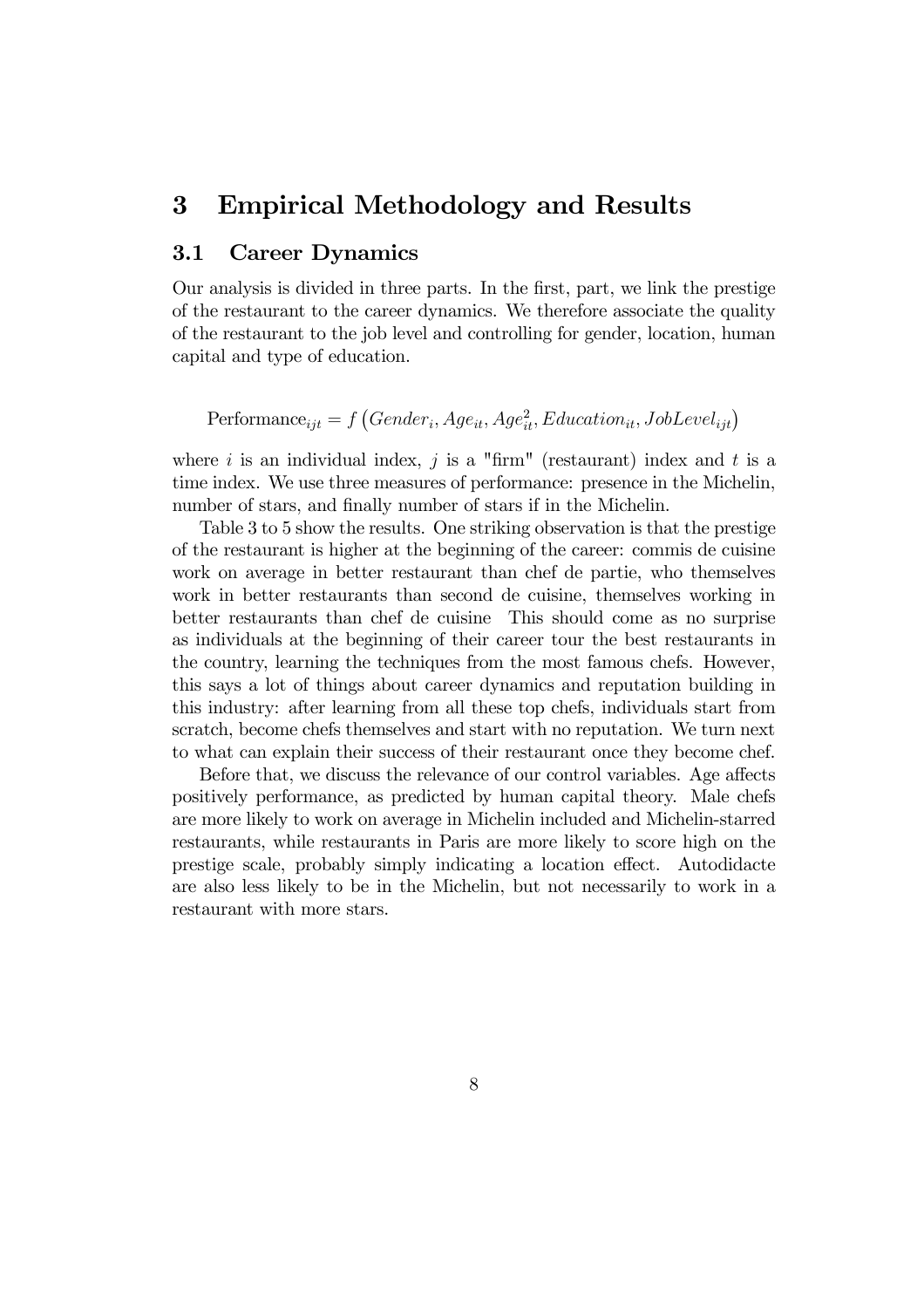# 3 Empirical Methodology and Results

## 3.1 Career Dynamics

Our analysis is divided in three parts. In the first, part, we link the prestige of the restaurant to the career dynamics. We therefore associate the quality of the restaurant to the job level and controlling for gender, location, human capital and type of education.

$$\text{Performance}_{ijt} = f\left(Gender_i, Age_{it}, Age_{it}^2, Education_{it}, JobLevel_{ijt}\right)$$

where $i$ is an individual index, $j$ is a "firm" (restaurant) index and $t$ is a time index. We use three measures of performance: presence in the Michelin, number of stars, and finally number of stars if in the Michelin.

Table 3 to 5 show the results. One striking observation is that the prestige of the restaurant is higher at the beginning of the career: commis de cuisine work on average in better restaurant than chef de partie, who themselves work in better restaurants than second de cuisine, themselves working in better restaurants than chef de cuisine This should come as no surprise as individuals at the beginning of their career tour the best restaurants in the country, learning the techniques from the most famous chefs. However, this says a lot of things about career dynamics and reputation building in this industry: after learning from all these top chefs, individuals start from scratch, become chefs themselves and start with no reputation. We turn next to what can explain their success of their restaurant once they become chef.

Before that, we discuss the relevance of our control variables. Age affects positively performance, as predicted by human capital theory. Male chefs are more likely to work on average in Michelin included and Michelin-starred restaurants, while restaurants in Paris are more likely to score high on the prestige scale, probably simply indicating a location effect. Autodidacte are also less likely to be in the Michelin, but not necessarily to work in a restaurant with more stars.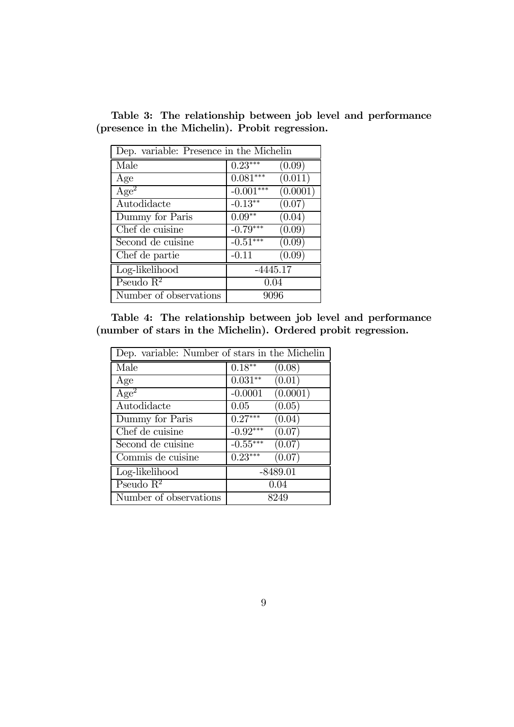**Table 3: The relationship between job level and performance (presence in the Michelin). Probit regression.**

| Dep. variable: Presence in the Michelin | | |
|---|---|---|
| Male | $0.23^{***}$ | (0.09) |
| Age | $0.081^{***}$ | (0.011) |
| $\text{Age}^2$ | $-0.001^{***}$ | (0.0001) |
| Autodidacte | $-0.13^{**}$ | (0.07) |
| Dummy for Paris | $0.09^{**}$ | (0.04) |
| Chef de cuisine | $-0.79^{***}$ | (0.09) |
| Second de cuisine | $-0.51^{***}$ | (0.09) |
| Chef de partie | -0.11 | (0.09) |
| Log-likelihood | -4445.17 | |
| Pseudo $R^2$ | 0.04 | |
| Number of observations | 9096 | |

**Table 4: The relationship between job level and performance (number of stars in the Michelin). Ordered probit regression.**

| Dep. variable: Number of stars in the Michelin | | |
|---|---|---|
| Male | $0.18^{**}$ | (0.08) |
| Age | $0.031^{**}$ | (0.01) |
| $\text{Age}^2$ | -0.0001 | (0.0001) |
| Autodidacte | 0.05 | (0.05) |
| Dummy for Paris | $0.27^{***}$ | (0.04) |
| Chef de cuisine | $-0.92^{***}$ | (0.07) |
| Second de cuisine | $-0.55^{***}$ | (0.07) |
| Commis de cuisine | $0.23^{***}$ | (0.07) |
| Log-likelihood | -8489.01 | |
| Pseudo $R^2$ | 0.04 | |
| Number of observations | 8249 | |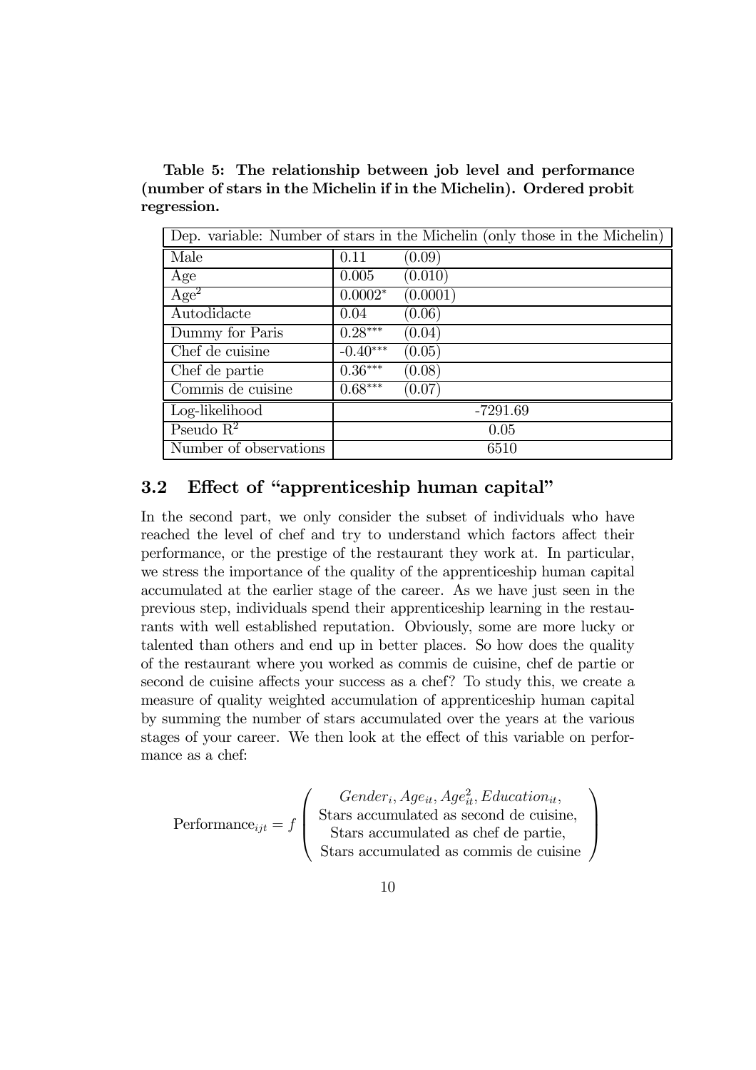**Table 5: The relationship between job level and performance (number of stars in the Michelin if in the Michelin). Ordered probit regression.**

| Dep. variable: Number of stars in the Michelin (only those in the Michelin) | | |
|---|---|---|
| Male | 0.11 | (0.09) |
| Age | 0.005 | (0.010) |
| $Age^2$ | $0.0002^{*}$ | (0.0001) |
| Autodidacte | 0.04 | (0.06) |
| Dummy for Paris | $0.28^{***}$ | (0.04) |
| Chef de cuisine | $-0.40^{***}$ | (0.05) |
| Chef de partie | $0.36^{***}$ | (0.08) |
| Commis de cuisine | $0.68^{***}$ | (0.07) |
| Log-likelihood | -7291.69 | |
| Pseudo $R^2$ | 0.05 | |
| Number of observations | 6510 | |

### 3.2 Effect of "apprenticeship human capital"

In the second part, we only consider the subset of individuals who have reached the level of chef and try to understand which factors affect their performance, or the prestige of the restaurant they work at. In particular, we stress the importance of the quality of the apprenticeship human capital accumulated at the earlier stage of the career. As we have just seen in the previous step, individuals spend their apprenticeship learning in the restaurants with well established reputation. Obviously, some are more lucky or talented than others and end up in better places. So how does the quality of the restaurant where you worked as commis de cuisine, chef de partie or second de cuisine affects your success as a chef? To study this, we create a measure of quality weighted accumulation of apprenticeship human capital by summing the number of stars accumulated over the years at the various stages of your career. We then look at the effect of this variable on performance as a chef:

$$\text{Performance}_{ijt} = f\begin{pmatrix} Gender_i, Age_{it}, Age_{it}^2, Education_{it}, \\ \text{Stars accumulated as second de cuisine,} \\ \text{Stars accumulated as chef de partie,} \\ \text{Stars accumulated as commis de cuisine} \end{pmatrix}$$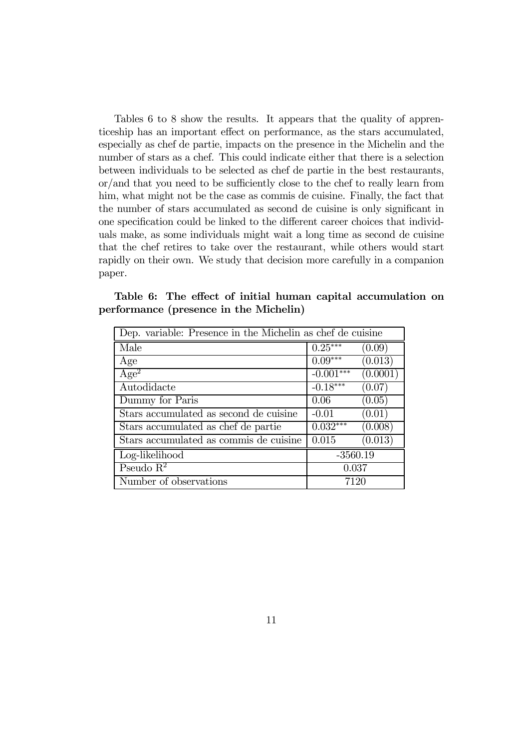Tables 6 to 8 show the results. It appears that the quality of apprenticeship has an important effect on performance, as the stars accumulated, especially as chef de partie, impacts on the presence in the Michelin and the number of stars as a chef. This could indicate either that there is a selection between individuals to be selected as chef de partie in the best restaurants, or/and that you need to be sufficiently close to the chef to really learn from him, what might not be the case as commis de cuisine. Finally, the fact that the number of stars accumulated as second de cuisine is only significant in one specification could be linked to the different career choices that individuals make, as some individuals might wait a long time as second de cuisine that the chef retires to take over the restaurant, while others would start rapidly on their own. We study that decision more carefully in a companion paper.

**Table 6: The effect of initial human capital accumulation on performance (presence in the Michelin)**

| Dep. variable: Presence in the Michelin as chef de cuisine | | |
|---|---|---|
| Male | $0.25^{***}$ | (0.09) |
| Age | $0.09^{***}$ | (0.013) |
| Age$^2$ | $-0.001^{***}$ | (0.0001) |
| Autodidacte | $-0.18^{***}$ | (0.07) |
| Dummy for Paris | 0.06 | (0.05) |
| Stars accumulated as second de cuisine | -0.01 | (0.01) |
| Stars accumulated as chef de partie | $0.032^{***}$ | (0.008) |
| Stars accumulated as commis de cuisine | 0.015 | (0.013) |
| Log-likelihood | -3560.19 | |
| Pseudo $R^2$ | 0.037 | |
| Number of observations | 7120 | |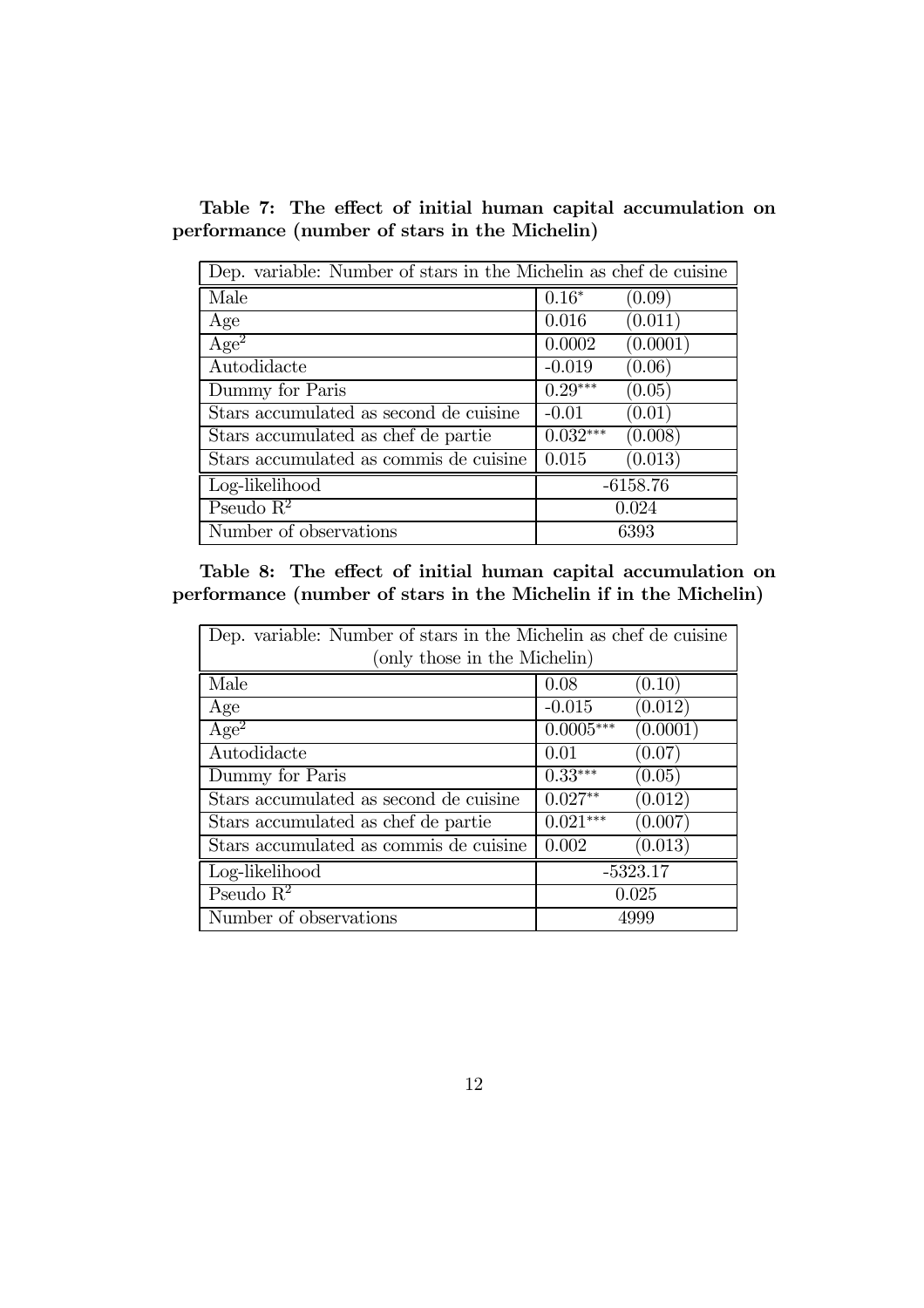**Table 7: The effect of initial human capital accumulation on performance (number of stars in the Michelin)**

| Dep. variable: Number of stars in the Michelin as chef de cuisine | | |
|---|---|---|
| Male | $0.16^{*}$ | (0.09) |
| Age | 0.016 | (0.011) |
| $\text{Age}^2$ | 0.0002 | (0.0001) |
| Autodidacte | -0.019 | (0.06) |
| Dummy for Paris | $0.29^{***}$ | (0.05) |
| Stars accumulated as second de cuisine | -0.01 | (0.01) |
| Stars accumulated as chef de partie | $0.032^{***}$ | (0.008) |
| Stars accumulated as commis de cuisine | 0.015 | (0.013) |
| Log-likelihood | -6158.76 | |
| Pseudo $R^2$ | 0.024 | |
| Number of observations | 6393 | |

**Table 8: The effect of initial human capital accumulation on performance (number of stars in the Michelin if in the Michelin)**

| Dep. variable: Number of stars in the Michelin as chef de cuisine (only those in the Michelin) | | |
|---|---|---|
| Male | 0.08 | (0.10) |
| Age | -0.015 | (0.012) |
| $\text{Age}^2$ | $0.0005^{***}$ | (0.0001) |
| Autodidacte | 0.01 | (0.07) |
| Dummy for Paris | $0.33^{***}$ | (0.05) |
| Stars accumulated as second de cuisine | $0.027^{**}$ | (0.012) |
| Stars accumulated as chef de partie | $0.021^{***}$ | (0.007) |
| Stars accumulated as commis de cuisine | 0.002 | (0.013) |
| Log-likelihood | -5323.17 | |
| Pseudo $R^2$ | 0.025 | |
| Number of observations | 4999 | |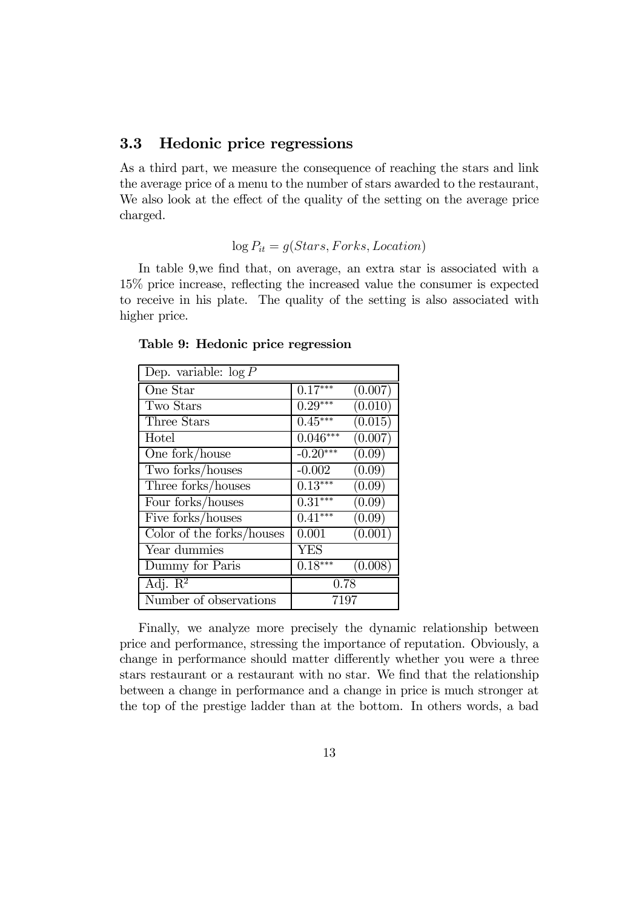### 3.3 Hedonic price regressions

As a third part, we measure the consequence of reaching the stars and link the average price of a menu to the number of stars awarded to the restaurant, We also look at the effect of the quality of the setting on the average price charged.

$$\log P_{it} = g(Stars, Forks, Location)$$

In table 9,we find that, on average, an extra star is associated with a 15% price increase, reflecting the increased value the consumer is expected to receive in his plate. The quality of the setting is also associated with higher price.

**Table 9: Hedonic price regression**

| Dep. variable: $\log P$ | | |
|---|---|---|
| One Star | $0.17^{***}$ | (0.007) |
| Two Stars | $0.29^{***}$ | (0.010) |
| Three Stars | $0.45^{***}$ | (0.015) |
| Hotel | $0.046^{***}$ | (0.007) |
| One fork/house | $-0.20^{***}$ | (0.09) |
| Two forks/houses | -0.002 | (0.09) |
| Three forks/houses | $0.13^{***}$ | (0.09) |
| Four forks/houses | $0.31^{***}$ | (0.09) |
| Five forks/houses | $0.41^{***}$ | (0.09) |
| Color of the forks/houses | 0.001 | (0.001) |
| Year dummies | YES | |
| Dummy for Paris | $0.18^{***}$ | (0.008) |
| Adj. $R^2$ | 0.78 | |
| Number of observations | 7197 | |

Finally, we analyze more precisely the dynamic relationship between price and performance, stressing the importance of reputation. Obviously, a change in performance should matter differently whether you were a three stars restaurant or a restaurant with no star. We find that the relationship between a change in performance and a change in price is much stronger at the top of the prestige ladder than at the bottom. In others words, a bad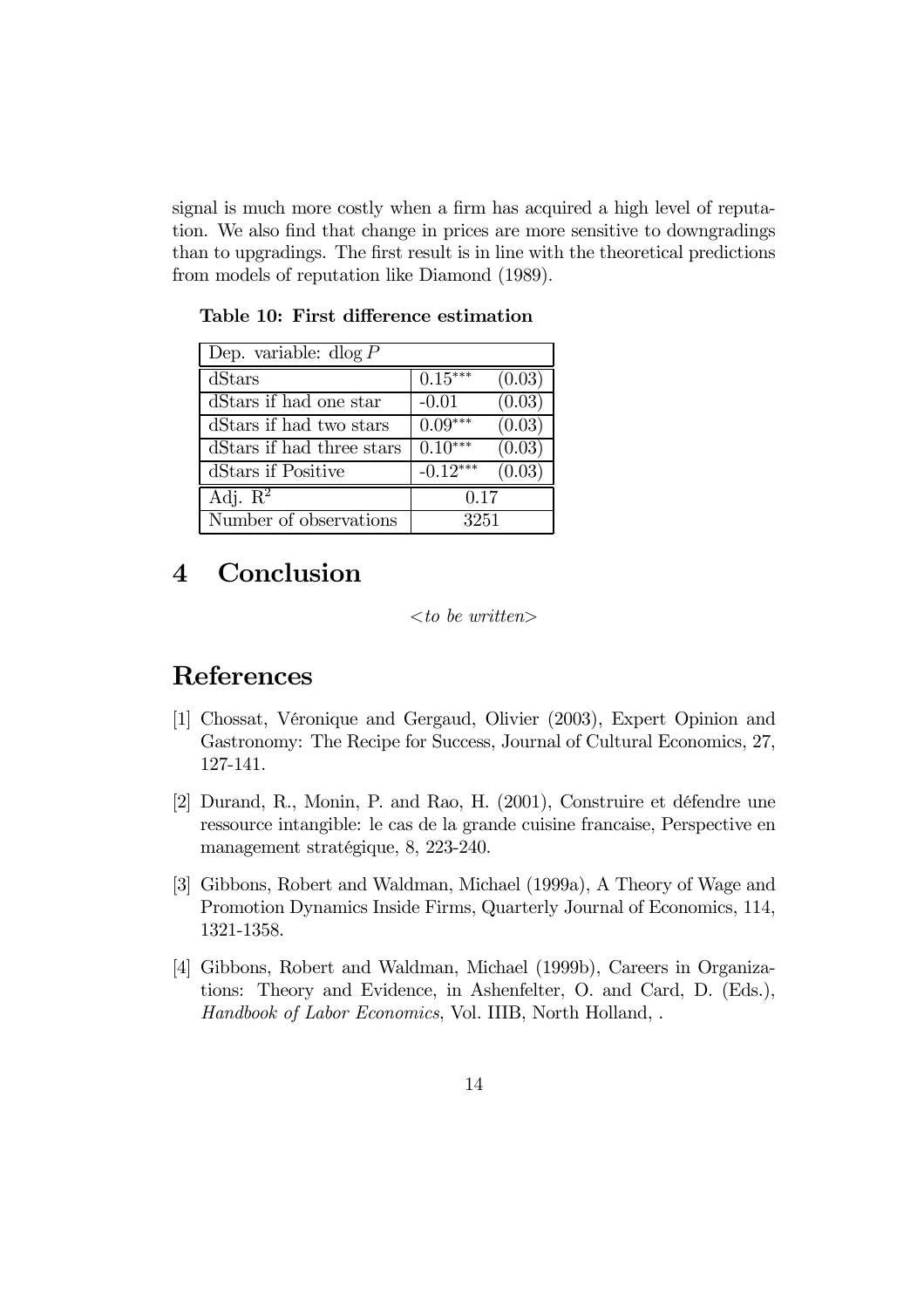signal is much more costly when a firm has acquired a high level of reputation. We also find that change in prices are more sensitive to downgradings than to upgradings. The first result is in line with the theoretical predictions from models of reputation like Diamond (1989).

**Table 10: First difference estimation**

| Dep. variable: $\text{dlog}\, P$ | | |
|---|---|---|
| dStars | $0.15^{***}$ | (0.03) |
| dStars if had one star | -0.01 | (0.03) |
| dStars if had two stars | $0.09^{***}$ | (0.03) |
| dStars if had three stars | $0.10^{***}$ | (0.03) |
| dStars if Positive | $-0.12^{***}$ | (0.03) |
| Adj. $R^2$ | 0.17 | |
| Number of observations | 3251 | |

# 4 Conclusion

*<to be written>*

# References

[1] Chossat, Véronique and Gergaud, Olivier (2003), Expert Opinion and Gastronomy: The Recipe for Success, Journal of Cultural Economics, 27, 127-141.

[2] Durand, R., Monin, P. and Rao, H. (2001), Construire et défendre une ressource intangible: le cas de la grande cuisine francaise, Perspective en management stratégique, 8, 223-240.

[3] Gibbons, Robert and Waldman, Michael (1999a), A Theory of Wage and Promotion Dynamics Inside Firms, Quarterly Journal of Economics, 114, 1321-1358.

[4] Gibbons, Robert and Waldman, Michael (1999b), Careers in Organizations: Theory and Evidence, in Ashenfelter, O. and Card, D. (Eds.), *Handbook of Labor Economics*, Vol. IIIB, North Holland, .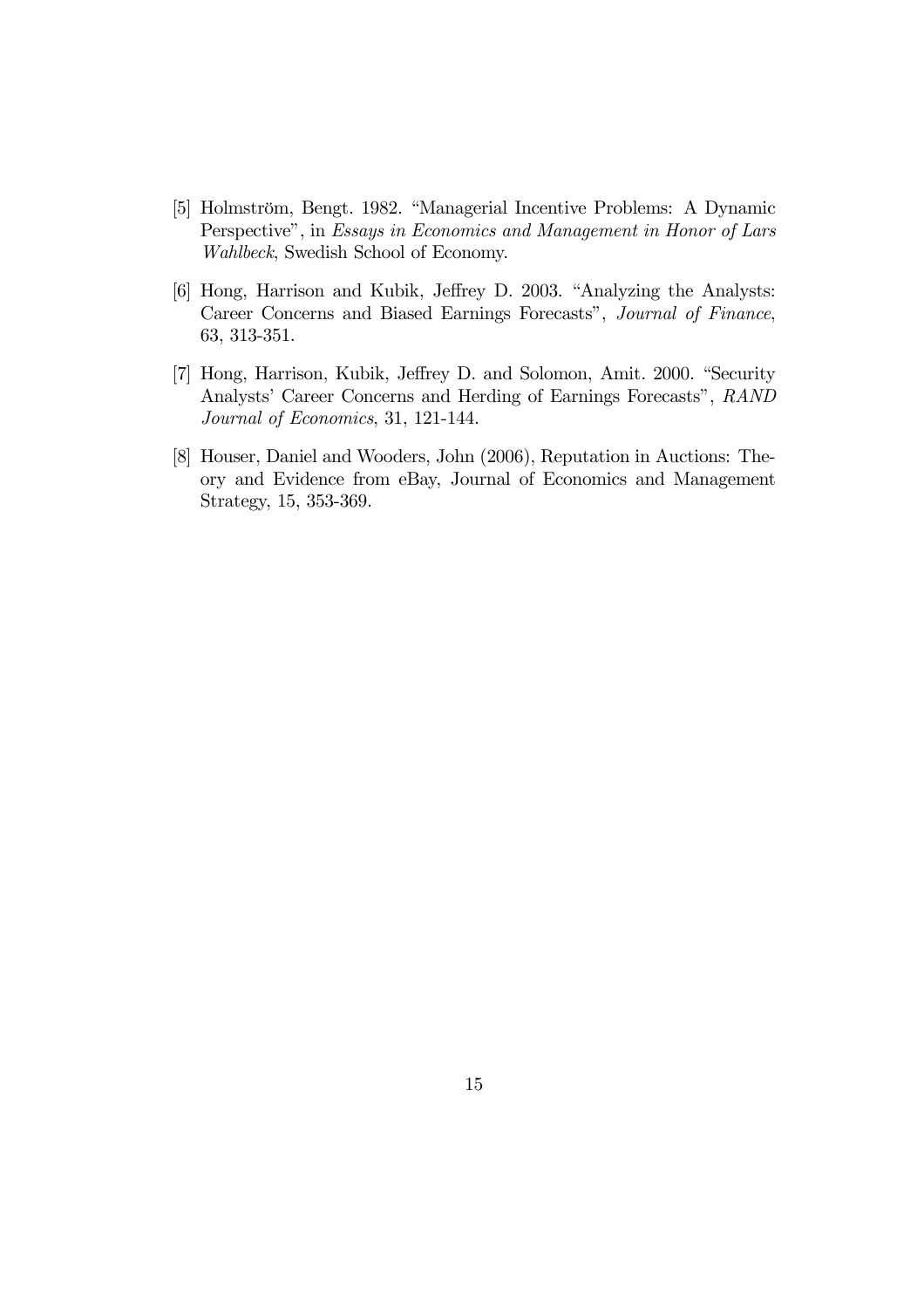[5] Holmström, Bengt. 1982. "Managerial Incentive Problems: A Dynamic Perspective", in *Essays in Economics and Management in Honor of Lars Wahlbeck*, Swedish School of Economy.

[6] Hong, Harrison and Kubik, Jeffrey D. 2003. "Analyzing the Analysts: Career Concerns and Biased Earnings Forecasts", *Journal of Finance*, 63, 313-351.

[7] Hong, Harrison, Kubik, Jeffrey D. and Solomon, Amit. 2000. "Security Analysts' Career Concerns and Herding of Earnings Forecasts", *RAND Journal of Economics*, 31, 121-144.

[8] Houser, Daniel and Wooders, John (2006), Reputation in Auctions: Theory and Evidence from eBay, Journal of Economics and Management Strategy, 15, 353-369.